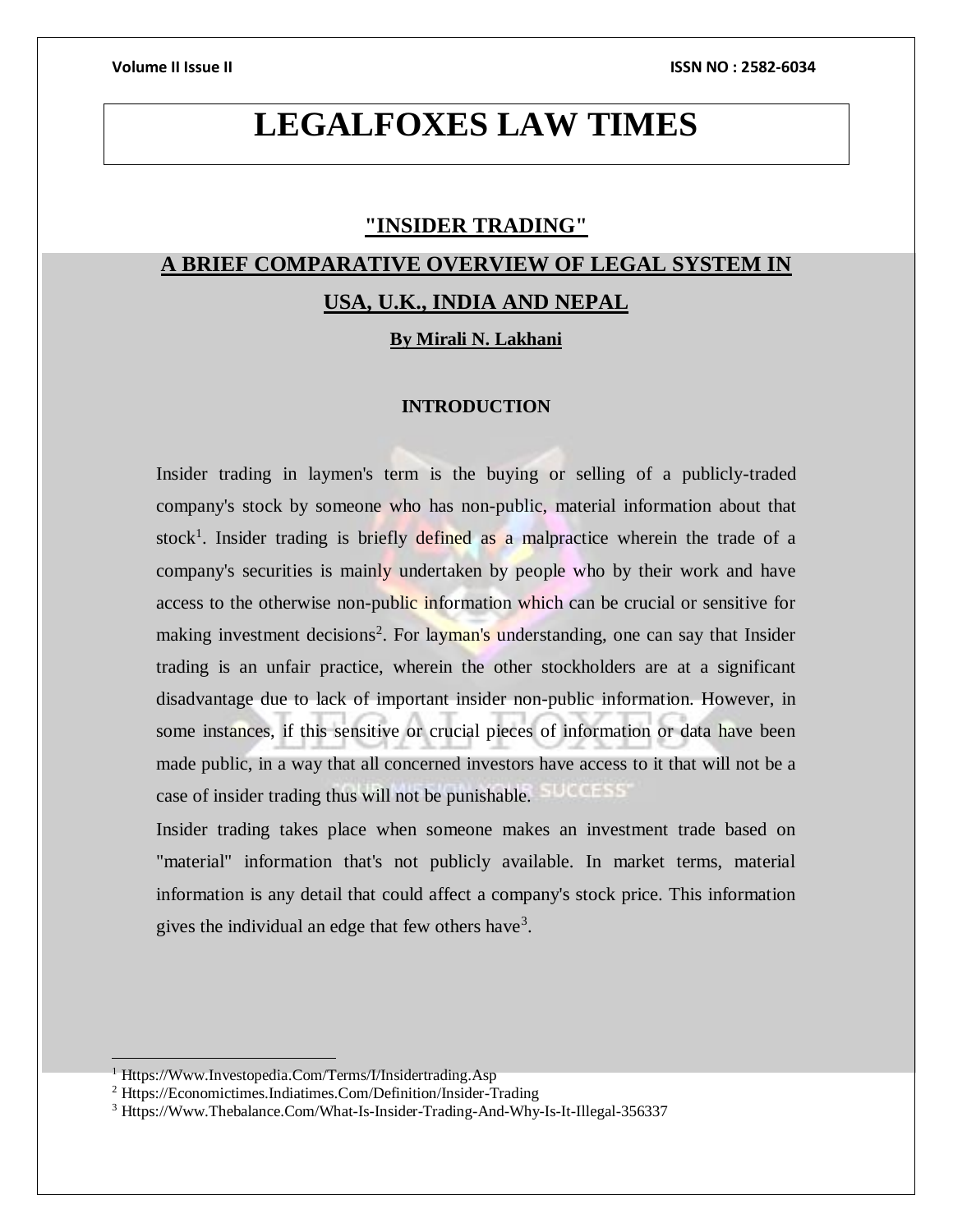# LEGALFOXES LAW TIMES

## "INSIDER TRADING"

## A BRIEF COMPARATIVE OVERVIEW OF LEGAL SYSTEM IN USA, U.K., INDIA AND NEPAL

**By Mirali N. Lakhani**

### INTRODUCTION

Insider trading in laymen's term is the buying or selling of a publicly-traded company's stock by someone who has non-public, material information about that stock[1]. Insider trading is briefly defined as a malpractice wherein the trade of a company's securities is mainly undertaken by people who by their work and have access to the otherwise non-public information which can be crucial or sensitive for making investment decisions[2]. For layman's understanding, one can say that Insider trading is an unfair practice, wherein the other stockholders are at a significant disadvantage due to lack of important insider non-public information. However, in some instances, if this sensitive or crucial pieces of information or data have been made public, in a way that all concerned investors have access to it that will not be a case of insider trading thus will not be punishable.

Insider trading takes place when someone makes an investment trade based on "material" information that's not publicly available. In market terms, material information is any detail that could affect a company's stock price. This information gives the individual an edge that few others have[3].

---

[1] Https://Www.Investopedia.Com/Terms/I/Insidertrading.Asp

[2] Https://Economictimes.Indiatimes.Com/Definition/Insider-Trading

[3] Https://Www.Thebalance.Com/What-Is-Insider-Trading-And-Why-Is-It-Illegal-356337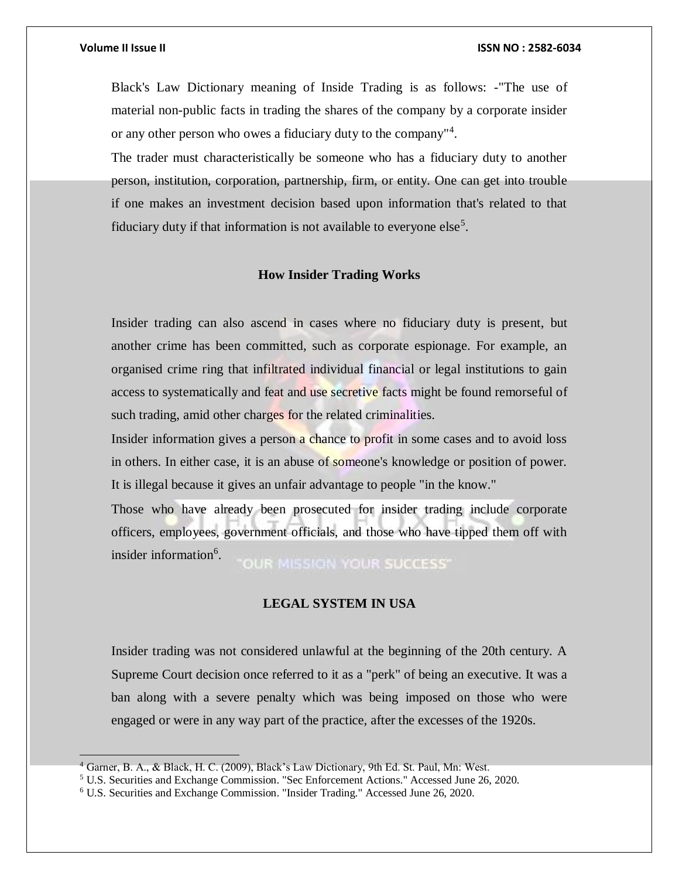Black's Law Dictionary meaning of Inside Trading is as follows: -"The use of material non-public facts in trading the shares of the company by a corporate insider or any other person who owes a fiduciary duty to the company"[4].

The trader must characteristically be someone who has a fiduciary duty to another person, institution, corporation, partnership, firm, or entity. One can get into trouble if one makes an investment decision based upon information that's related to that fiduciary duty if that information is not available to everyone else[5].

## How Insider Trading Works

Insider trading can also ascend in cases where no fiduciary duty is present, but another crime has been committed, such as corporate espionage. For example, an organised crime ring that infiltrated individual financial or legal institutions to gain access to systematically and feat and use secretive facts might be found remorseful of such trading, amid other charges for the related criminalities.

Insider information gives a person a chance to profit in some cases and to avoid loss in others. In either case, it is an abuse of someone's knowledge or position of power. It is illegal because it gives an unfair advantage to people "in the know."

Those who have already been prosecuted for insider trading include corporate officers, employees, government officials, and those who have tipped them off with insider information[6].

## LEGAL SYSTEM IN USA

Insider trading was not considered unlawful at the beginning of the 20th century. A Supreme Court decision once referred to it as a "perk" of being an executive. It was a ban along with a severe penalty which was being imposed on those who were engaged or were in any way part of the practice, after the excesses of the 1920s.

---

[4] Garner, B. A., & Black, H. C. (2009), Black's Law Dictionary, 9th Ed. St. Paul, Mn: West.

[5] U.S. Securities and Exchange Commission. "Sec Enforcement Actions." Accessed June 26, 2020.

[6] U.S. Securities and Exchange Commission. "Insider Trading." Accessed June 26, 2020.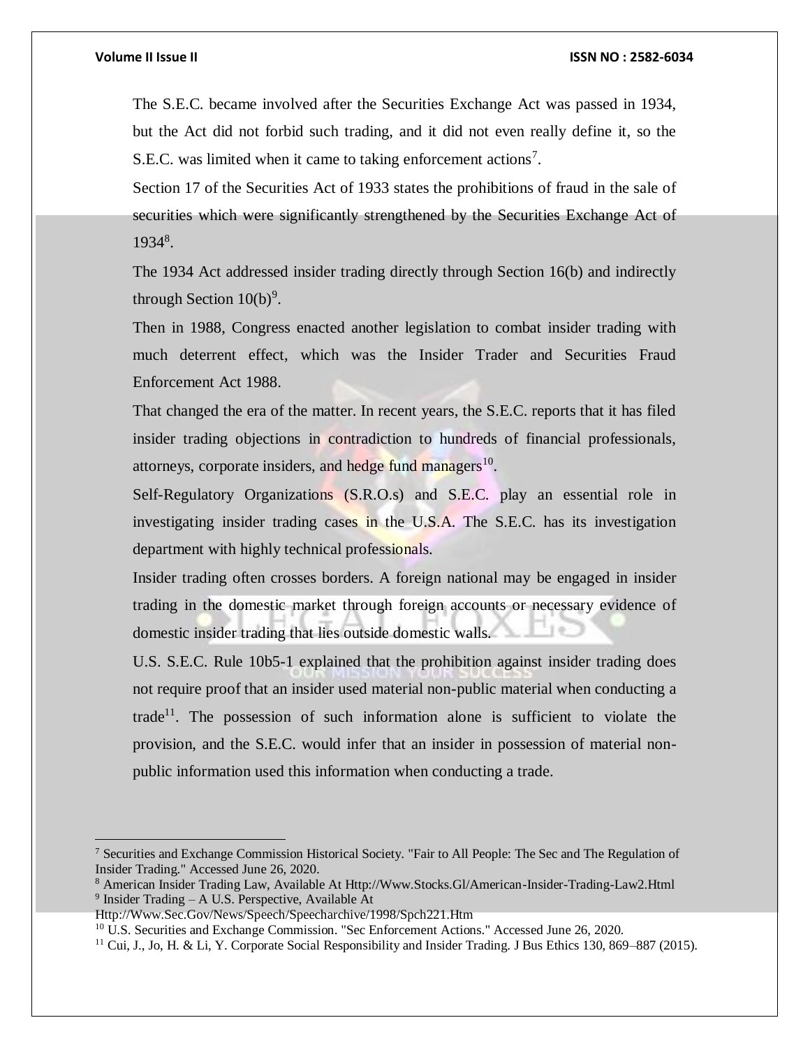The S.E.C. became involved after the Securities Exchange Act was passed in 1934, but the Act did not forbid such trading, and it did not even really define it, so the S.E.C. was limited when it came to taking enforcement actions[7].

Section 17 of the Securities Act of 1933 states the prohibitions of fraud in the sale of securities which were significantly strengthened by the Securities Exchange Act of 1934[8].

The 1934 Act addressed insider trading directly through Section 16(b) and indirectly through Section 10(b)[9].

Then in 1988, Congress enacted another legislation to combat insider trading with much deterrent effect, which was the Insider Trader and Securities Fraud Enforcement Act 1988.

That changed the era of the matter. In recent years, the S.E.C. reports that it has filed insider trading objections in contradiction to hundreds of financial professionals, attorneys, corporate insiders, and hedge fund managers[10].

Self-Regulatory Organizations (S.R.O.s) and S.E.C. play an essential role in investigating insider trading cases in the U.S.A. The S.E.C. has its investigation department with highly technical professionals.

Insider trading often crosses borders. A foreign national may be engaged in insider trading in the domestic market through foreign accounts or necessary evidence of domestic insider trading that lies outside domestic walls.

U.S. S.E.C. Rule 10b5-1 explained that the prohibition against insider trading does not require proof that an insider used material non-public material when conducting a trade[11]. The possession of such information alone is sufficient to violate the provision, and the S.E.C. would infer that an insider in possession of material non-public information used this information when conducting a trade.

---

[7] Securities and Exchange Commission Historical Society. "Fair to All People: The Sec and The Regulation of Insider Trading." Accessed June 26, 2020.

[8] American Insider Trading Law, Available At Http://Www.Stocks.Gl/American-Insider-Trading-Law2.Html

[9] Insider Trading – A U.S. Perspective, Available At Http://Www.Sec.Gov/News/Speech/Speecharchive/1998/Spch221.Htm

[10] U.S. Securities and Exchange Commission. "Sec Enforcement Actions." Accessed June 26, 2020.

[11] Cui, J., Jo, H. & Li, Y. Corporate Social Responsibility and Insider Trading. J Bus Ethics 130, 869–887 (2015).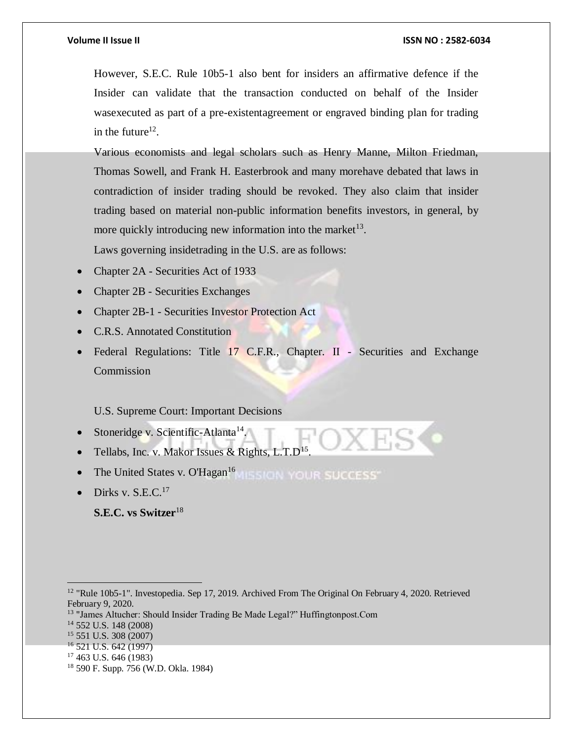However, S.E.C. Rule 10b5-1 also bent for insiders an affirmative defence if the Insider can validate that the transaction conducted on behalf of the Insider wasexecuted as part of a pre-existentagreement or engraved binding plan for trading in the future[12].

Various economists and legal scholars such as Henry Manne, Milton Friedman, Thomas Sowell, and Frank H. Easterbrook and many morehave debated that laws in contradiction of insider trading should be revoked. They also claim that insider trading based on material non-public information benefits investors, in general, by more quickly introducing new information into the market[13].

Laws governing insidetrading in the U.S. are as follows:

- Chapter 2A - Securities Act of 1933
- Chapter 2B - Securities Exchanges
- Chapter 2B-1 - Securities Investor Protection Act
- C.R.S. Annotated Constitution
- Federal Regulations: Title 17 C.F.R., Chapter. II - Securities and Exchange Commission

U.S. Supreme Court: Important Decisions

- Stoneridge v. Scientific-Atlanta[14].
- Tellabs, Inc. v. Makor Issues & Rights, L.T.D[15].
- The United States v. O'Hagan[16]
- Dirks v. S.E.C.[17]

**S.E.C. vs Switzer**[18]

---

[12] "Rule 10b5-1". Investopedia. Sep 17, 2019. Archived From The Original On February 4, 2020. Retrieved February 9, 2020.

[13] "James Altucher: Should Insider Trading Be Made Legal?" Huffingtonpost.Com

[14] 552 U.S. 148 (2008)

[15] 551 U.S. 308 (2007)

[16] 521 U.S. 642 (1997)

[17] 463 U.S. 646 (1983)

[18] 590 F. Supp. 756 (W.D. Okla. 1984)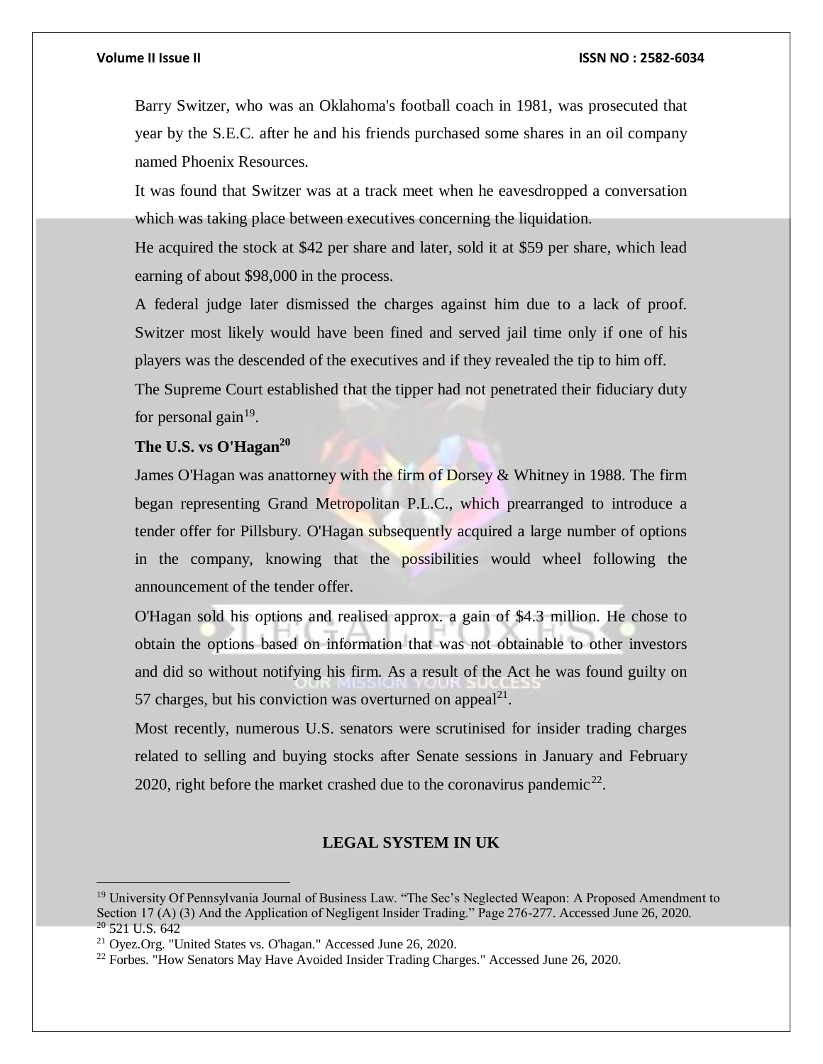Barry Switzer, who was an Oklahoma's football coach in 1981, was prosecuted that year by the S.E.C. after he and his friends purchased some shares in an oil company named Phoenix Resources.

It was found that Switzer was at a track meet when he eavesdropped a conversation which was taking place between executives concerning the liquidation.

He acquired the stock at $42 per share and later, sold it at $59 per share, which lead earning of about $98,000 in the process.

A federal judge later dismissed the charges against him due to a lack of proof. Switzer most likely would have been fined and served jail time only if one of his players was the descended of the executives and if they revealed the tip to him off.

The Supreme Court established that the tipper had not penetrated their fiduciary duty for personal gain[19].

**The U.S. vs O'Hagan[20]**

James O'Hagan was anattorney with the firm of Dorsey & Whitney in 1988. The firm began representing Grand Metropolitan P.L.C., which prearranged to introduce a tender offer for Pillsbury. O'Hagan subsequently acquired a large number of options in the company, knowing that the possibilities would wheel following the announcement of the tender offer.

O'Hagan sold his options and realised approx. a gain of $4.3 million. He chose to obtain the options based on information that was not obtainable to other investors and did so without notifying his firm. As a result of the Act he was found guilty on 57 charges, but his conviction was overturned on appeal[21].

Most recently, numerous U.S. senators were scrutinised for insider trading charges related to selling and buying stocks after Senate sessions in January and February 2020, right before the market crashed due to the coronavirus pandemic[22].

## LEGAL SYSTEM IN UK

---

[19] University Of Pennsylvania Journal of Business Law. "The Sec's Neglected Weapon: A Proposed Amendment to Section 17 (A) (3) And the Application of Negligent Insider Trading." Page 276-277. Accessed June 26, 2020.

[20] 521 U.S. 642

[21] Oyez.Org. "United States vs. O'hagan." Accessed June 26, 2020.

[22] Forbes. "How Senators May Have Avoided Insider Trading Charges." Accessed June 26, 2020.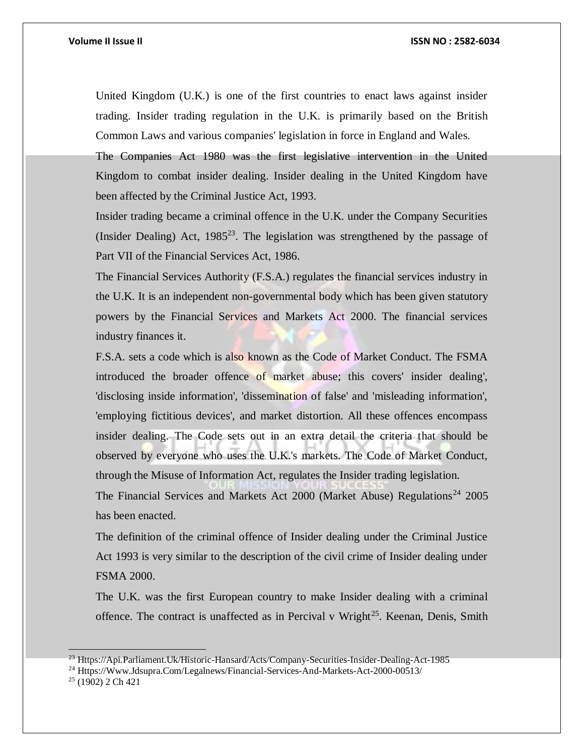United Kingdom (U.K.) is one of the first countries to enact laws against insider trading. Insider trading regulation in the U.K. is primarily based on the British Common Laws and various companies' legislation in force in England and Wales.

The Companies Act 1980 was the first legislative intervention in the United Kingdom to combat insider dealing. Insider dealing in the United Kingdom have been affected by the Criminal Justice Act, 1993.

Insider trading became a criminal offence in the U.K. under the Company Securities (Insider Dealing) Act, 1985[23]. The legislation was strengthened by the passage of Part VII of the Financial Services Act, 1986.

The Financial Services Authority (F.S.A.) regulates the financial services industry in the U.K. It is an independent non-governmental body which has been given statutory powers by the Financial Services and Markets Act 2000. The financial services industry finances it.

F.S.A. sets a code which is also known as the Code of Market Conduct. The FSMA introduced the broader offence of market abuse; this covers' insider dealing', 'disclosing inside information', 'dissemination of false' and 'misleading information', 'employing fictitious devices', and market distortion. All these offences encompass insider dealing. The Code sets out in an extra detail the criteria that should be observed by everyone who uses the U.K.'s markets. The Code of Market Conduct, through the Misuse of Information Act, regulates the Insider trading legislation.

The Financial Services and Markets Act 2000 (Market Abuse) Regulations[24] 2005 has been enacted.

The definition of the criminal offence of Insider dealing under the Criminal Justice Act 1993 is very similar to the description of the civil crime of Insider dealing under FSMA 2000.

The U.K. was the first European country to make Insider dealing with a criminal offence. The contract is unaffected as in Percival v Wright[25]. Keenan, Denis, Smith

---

[23] Https://Api.Parliament.Uk/Historic-Hansard/Acts/Company-Securities-Insider-Dealing-Act-1985

[24] Https://Www.Jdsupra.Com/Legalnews/Financial-Services-And-Markets-Act-2000-00513/

[25] (1902) 2 Ch 421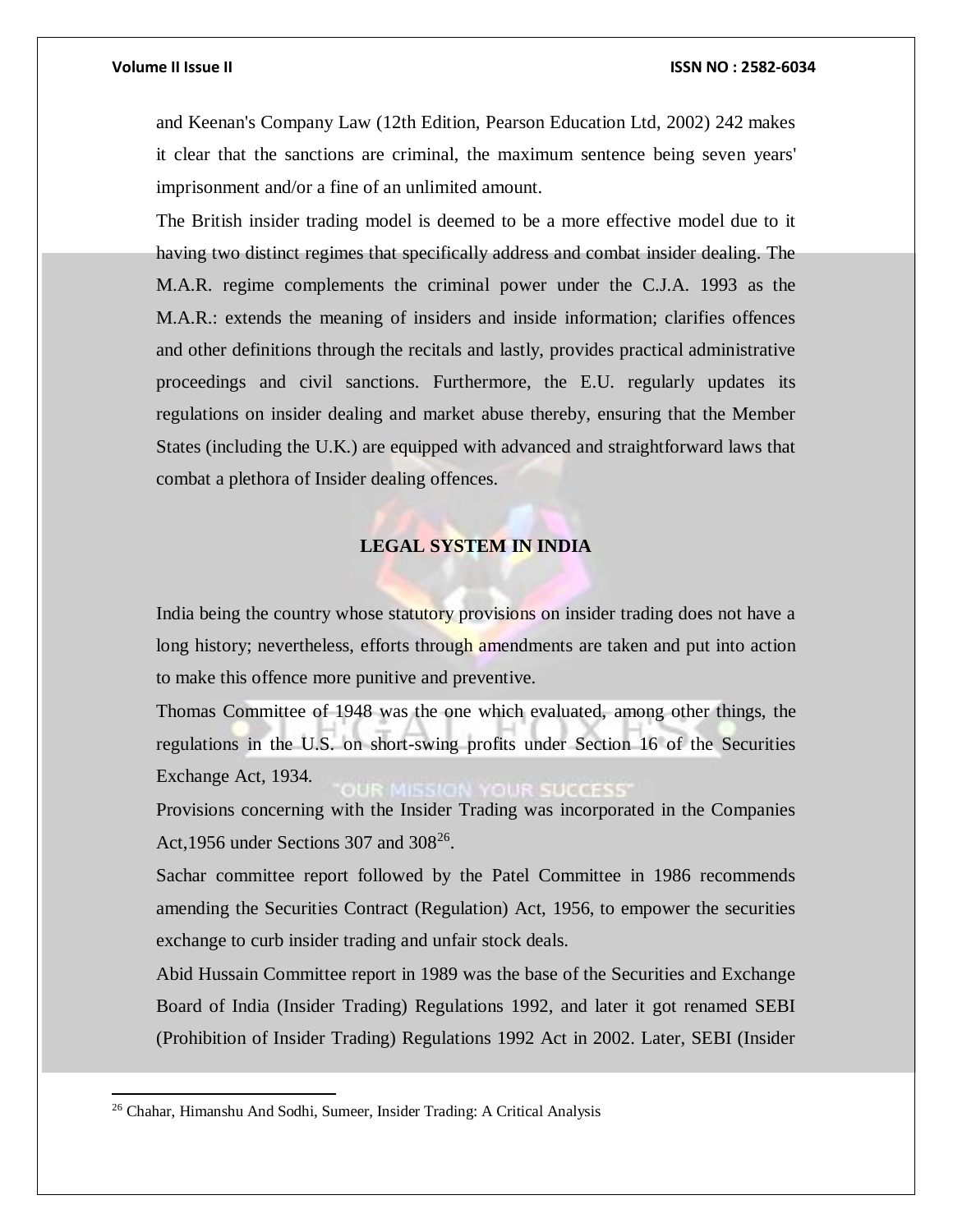and Keenan's Company Law (12th Edition, Pearson Education Ltd, 2002) 242 makes it clear that the sanctions are criminal, the maximum sentence being seven years' imprisonment and/or a fine of an unlimited amount.

The British insider trading model is deemed to be a more effective model due to it having two distinct regimes that specifically address and combat insider dealing. The M.A.R. regime complements the criminal power under the C.J.A. 1993 as the M.A.R.: extends the meaning of insiders and inside information; clarifies offences and other definitions through the recitals and lastly, provides practical administrative proceedings and civil sanctions. Furthermore, the E.U. regularly updates its regulations on insider dealing and market abuse thereby, ensuring that the Member States (including the U.K.) are equipped with advanced and straightforward laws that combat a plethora of Insider dealing offences.

## LEGAL SYSTEM IN INDIA

India being the country whose statutory provisions on insider trading does not have a long history; nevertheless, efforts through amendments are taken and put into action to make this offence more punitive and preventive.

Thomas Committee of 1948 was the one which evaluated, among other things, the regulations in the U.S. on short-swing profits under Section 16 of the Securities Exchange Act, 1934.

Provisions concerning with the Insider Trading was incorporated in the Companies Act,1956 under Sections 307 and 308[26].

Sachar committee report followed by the Patel Committee in 1986 recommends amending the Securities Contract (Regulation) Act, 1956, to empower the securities exchange to curb insider trading and unfair stock deals.

Abid Hussain Committee report in 1989 was the base of the Securities and Exchange Board of India (Insider Trading) Regulations 1992, and later it got renamed SEBI (Prohibition of Insider Trading) Regulations 1992 Act in 2002. Later, SEBI (Insider

---

[26] Chahar, Himanshu And Sodhi, Sumeer, Insider Trading: A Critical Analysis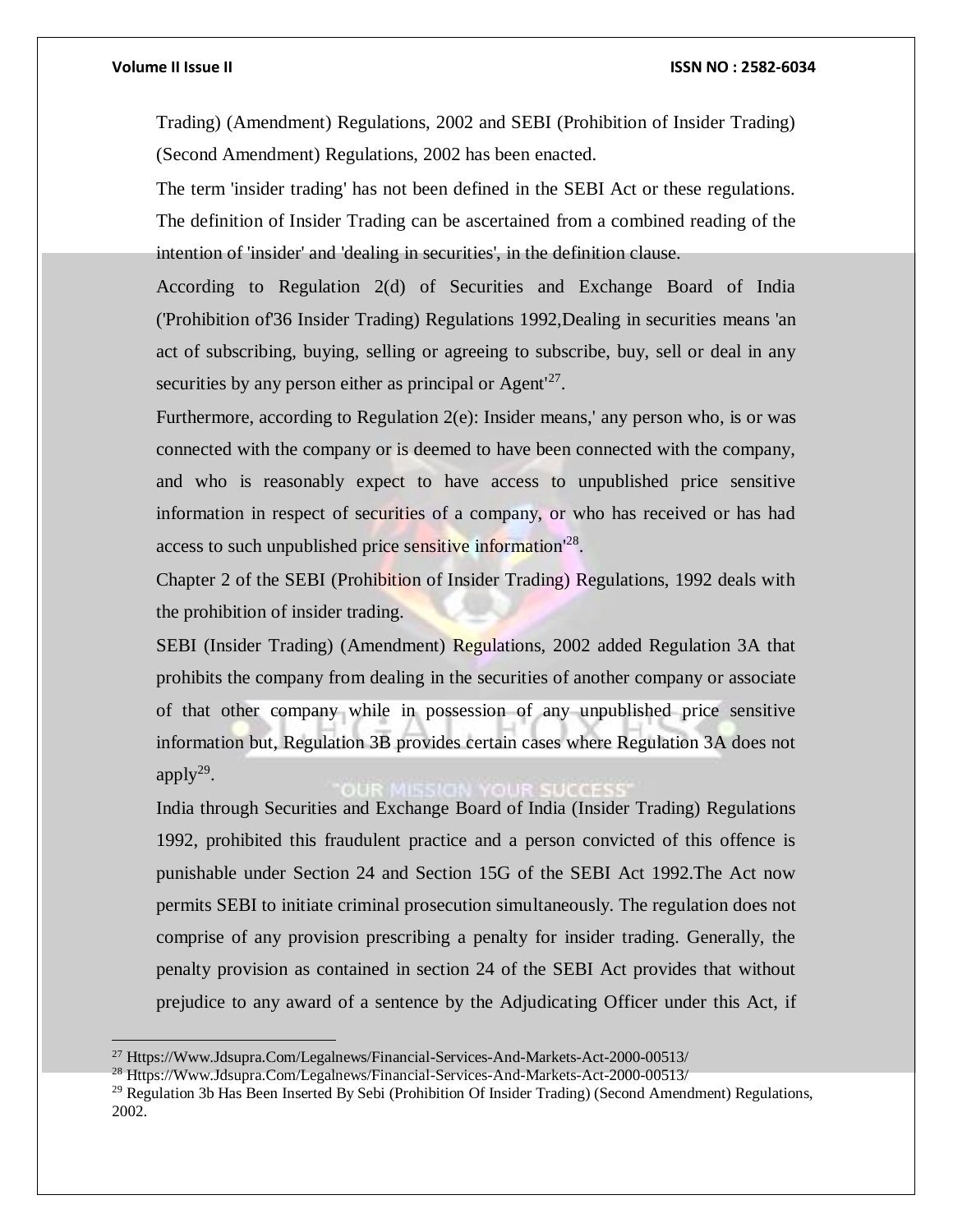Trading) (Amendment) Regulations, 2002 and SEBI (Prohibition of Insider Trading) (Second Amendment) Regulations, 2002 has been enacted.

The term 'insider trading' has not been defined in the SEBI Act or these regulations. The definition of Insider Trading can be ascertained from a combined reading of the intention of 'insider' and 'dealing in securities', in the definition clause.

According to Regulation 2(d) of Securities and Exchange Board of India ('Prohibition of'36 Insider Trading) Regulations 1992,Dealing in securities means 'an act of subscribing, buying, selling or agreeing to subscribe, buy, sell or deal in any securities by any person either as principal or Agent'[27].

Furthermore, according to Regulation 2(e): Insider means,' any person who, is or was connected with the company or is deemed to have been connected with the company, and who is reasonably expect to have access to unpublished price sensitive information in respect of securities of a company, or who has received or has had access to such unpublished price sensitive information'[28].

Chapter 2 of the SEBI (Prohibition of Insider Trading) Regulations, 1992 deals with the prohibition of insider trading.

SEBI (Insider Trading) (Amendment) Regulations, 2002 added Regulation 3A that prohibits the company from dealing in the securities of another company or associate of that other company while in possession of any unpublished price sensitive information but, Regulation 3B provides certain cases where Regulation 3A does not apply[29].

India through Securities and Exchange Board of India (Insider Trading) Regulations 1992, prohibited this fraudulent practice and a person convicted of this offence is punishable under Section 24 and Section 15G of the SEBI Act 1992.The Act now permits SEBI to initiate criminal prosecution simultaneously. The regulation does not comprise of any provision prescribing a penalty for insider trading. Generally, the penalty provision as contained in section 24 of the SEBI Act provides that without prejudice to any award of a sentence by the Adjudicating Officer under this Act, if

---

[27] Https://Www.Jdsupra.Com/Legalnews/Financial-Services-And-Markets-Act-2000-00513/

[28] Https://Www.Jdsupra.Com/Legalnews/Financial-Services-And-Markets-Act-2000-00513/

[29] Regulation 3b Has Been Inserted By Sebi (Prohibition Of Insider Trading) (Second Amendment) Regulations, 2002.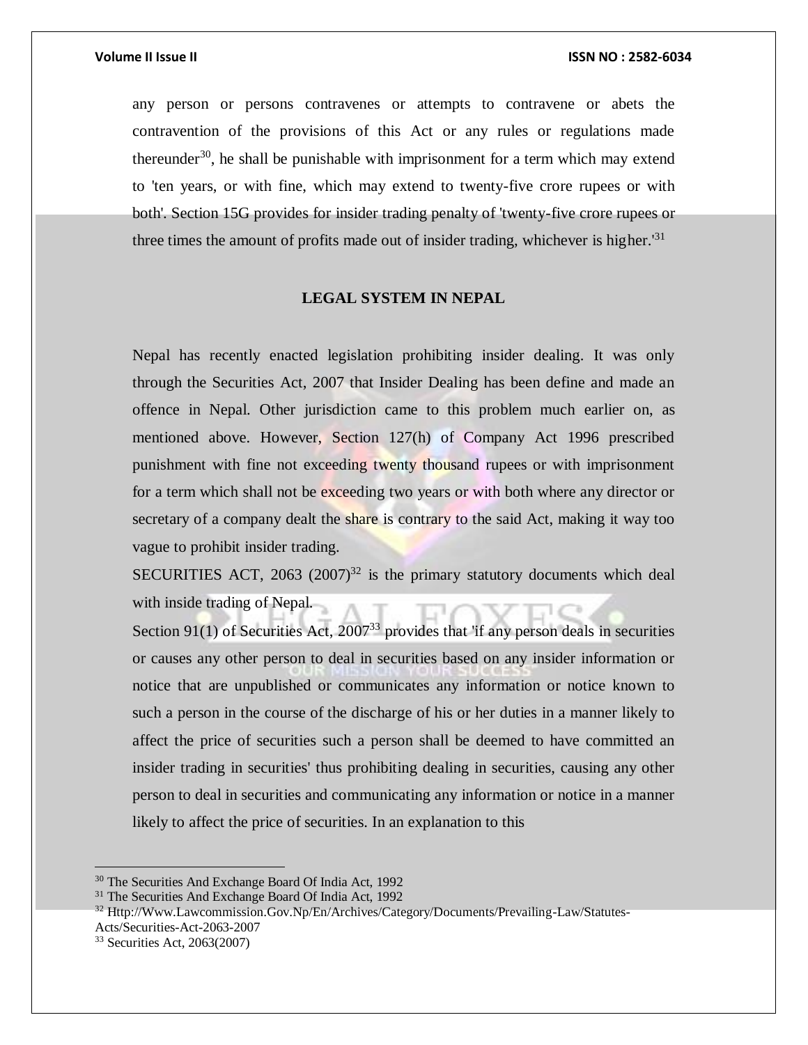any person or persons contravenes or attempts to contravene or abets the contravention of the provisions of this Act or any rules or regulations made thereunder[30], he shall be punishable with imprisonment for a term which may extend to 'ten years, or with fine, which may extend to twenty-five crore rupees or with both'. Section 15G provides for insider trading penalty of 'twenty-five crore rupees or three times the amount of profits made out of insider trading, whichever is higher.'[31]

## LEGAL SYSTEM IN NEPAL

Nepal has recently enacted legislation prohibiting insider dealing. It was only through the Securities Act, 2007 that Insider Dealing has been define and made an offence in Nepal. Other jurisdiction came to this problem much earlier on, as mentioned above. However, Section 127(h) of Company Act 1996 prescribed punishment with fine not exceeding twenty thousand rupees or with imprisonment for a term which shall not be exceeding two years or with both where any director or secretary of a company dealt the share is contrary to the said Act, making it way too vague to prohibit insider trading.

SECURITIES ACT, 2063 (2007)[32] is the primary statutory documents which deal with inside trading of Nepal.

Section 91(1) of Securities Act, 2007[33] provides that 'if any person deals in securities or causes any other person to deal in securities based on any insider information or notice that are unpublished or communicates any information or notice known to such a person in the course of the discharge of his or her duties in a manner likely to affect the price of securities such a person shall be deemed to have committed an insider trading in securities' thus prohibiting dealing in securities, causing any other person to deal in securities and communicating any information or notice in a manner likely to affect the price of securities. In an explanation to this

---

[30] The Securities And Exchange Board Of India Act, 1992

[31] The Securities And Exchange Board Of India Act, 1992

[32] Http://Www.Lawcommission.Gov.Np/En/Archives/Category/Documents/Prevailing-Law/Statutes-Acts/Securities-Act-2063-2007

[33] Securities Act, 2063(2007)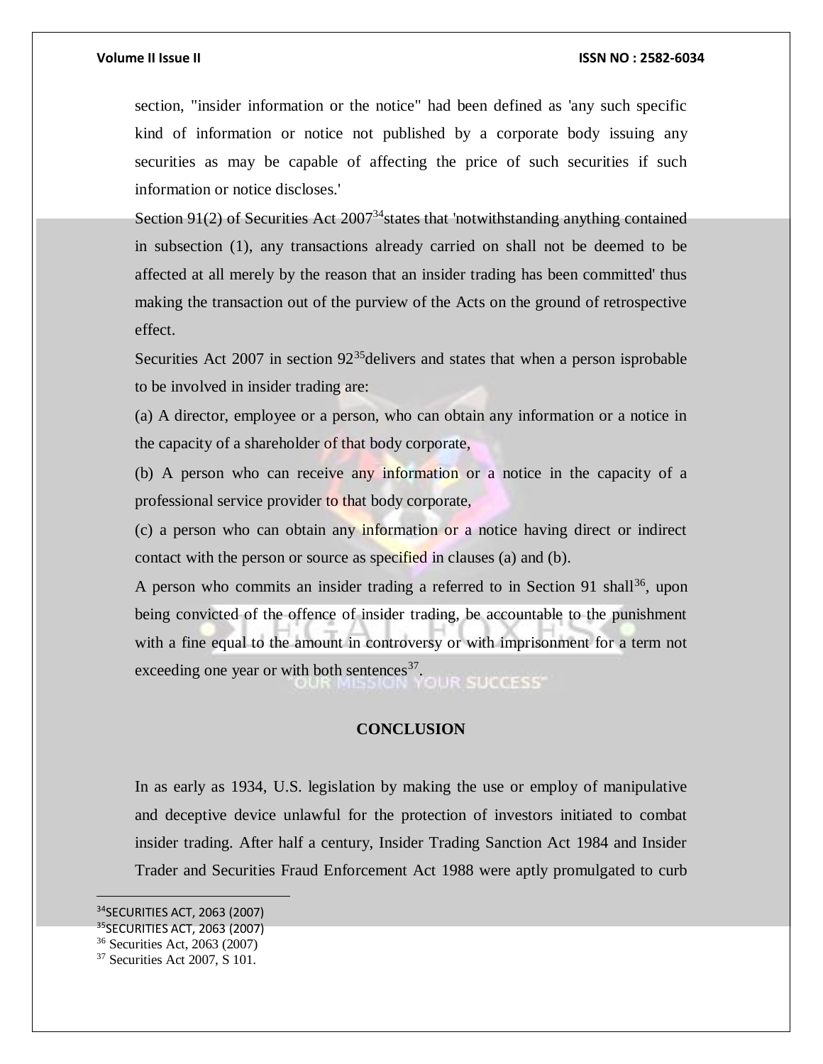section, "insider information or the notice" had been defined as 'any such specific kind of information or notice not published by a corporate body issuing any securities as may be capable of affecting the price of such securities if such information or notice discloses.'

Section 91(2) of Securities Act 2007[34]states that 'notwithstanding anything contained in subsection (1), any transactions already carried on shall not be deemed to be affected at all merely by the reason that an insider trading has been committed' thus making the transaction out of the purview of the Acts on the ground of retrospective effect.

Securities Act 2007 in section 92[35]delivers and states that when a person isprobable to be involved in insider trading are:

(a) A director, employee or a person, who can obtain any information or a notice in the capacity of a shareholder of that body corporate,

(b) A person who can receive any information or a notice in the capacity of a professional service provider to that body corporate,

(c) a person who can obtain any information or a notice having direct or indirect contact with the person or source as specified in clauses (a) and (b).

A person who commits an insider trading a referred to in Section 91 shall[36], upon being convicted of the offence of insider trading, be accountable to the punishment with a fine equal to the amount in controversy or with imprisonment for a term not exceeding one year or with both sentences[37].

## CONCLUSION

In as early as 1934, U.S. legislation by making the use or employ of manipulative and deceptive device unlawful for the protection of investors initiated to combat insider trading. After half a century, Insider Trading Sanction Act 1984 and Insider Trader and Securities Fraud Enforcement Act 1988 were aptly promulgated to curb

---

[34]SECURITIES ACT, 2063 (2007)

[35]SECURITIES ACT, 2063 (2007)

[36] Securities Act, 2063 (2007)

[37] Securities Act 2007, S 101.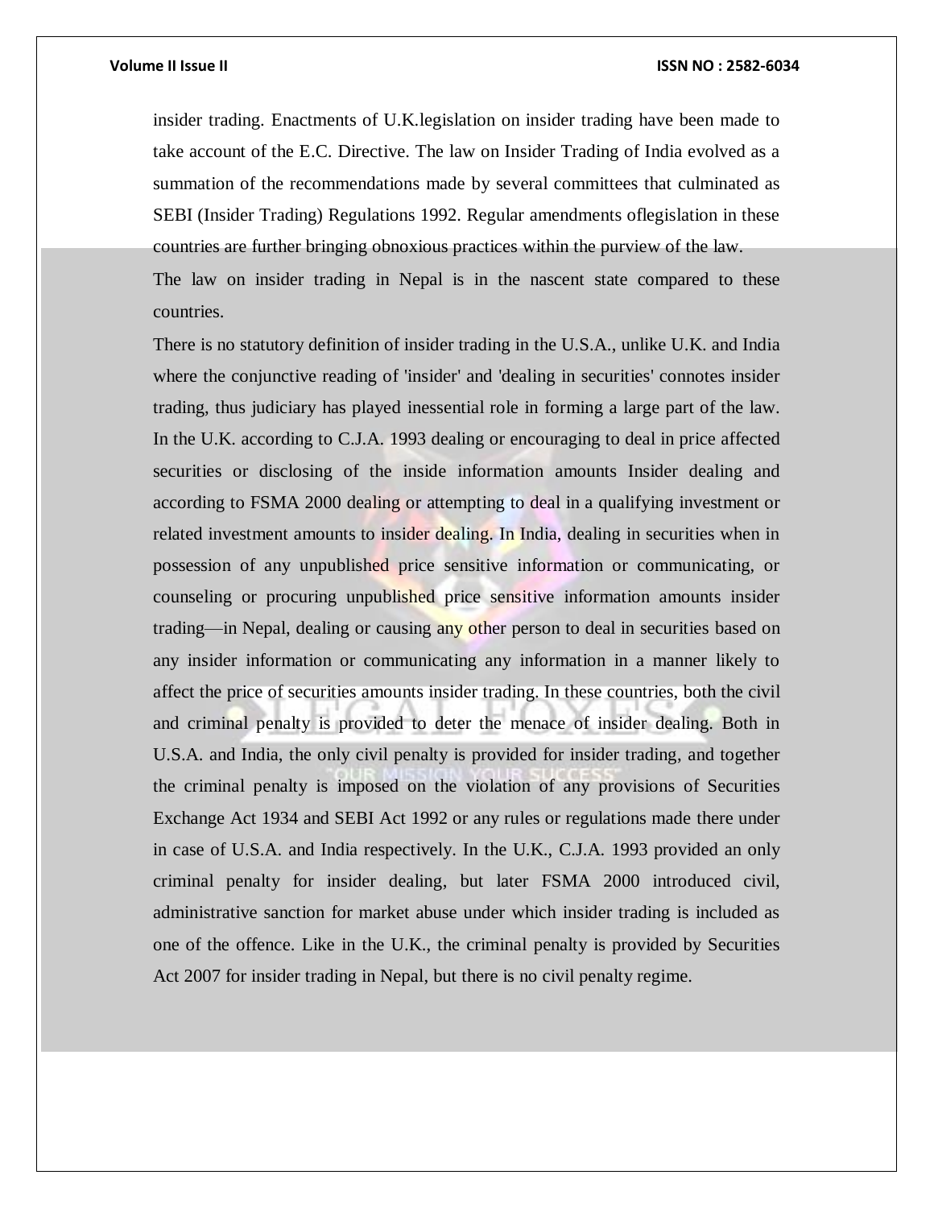insider trading. Enactments of U.K.legislation on insider trading have been made to take account of the E.C. Directive. The law on Insider Trading of India evolved as a summation of the recommendations made by several committees that culminated as SEBI (Insider Trading) Regulations 1992. Regular amendments oflegislation in these countries are further bringing obnoxious practices within the purview of the law.

The law on insider trading in Nepal is in the nascent state compared to these countries.

There is no statutory definition of insider trading in the U.S.A., unlike U.K. and India where the conjunctive reading of 'insider' and 'dealing in securities' connotes insider trading, thus judiciary has played inessential role in forming a large part of the law. In the U.K. according to C.J.A. 1993 dealing or encouraging to deal in price affected securities or disclosing of the inside information amounts Insider dealing and according to FSMA 2000 dealing or attempting to deal in a qualifying investment or related investment amounts to insider dealing. In India, dealing in securities when in possession of any unpublished price sensitive information or communicating, or counseling or procuring unpublished price sensitive information amounts insider trading—in Nepal, dealing or causing any other person to deal in securities based on any insider information or communicating any information in a manner likely to affect the price of securities amounts insider trading. In these countries, both the civil and criminal penalty is provided to deter the menace of insider dealing. Both in U.S.A. and India, the only civil penalty is provided for insider trading, and together the criminal penalty is imposed on the violation of any provisions of Securities Exchange Act 1934 and SEBI Act 1992 or any rules or regulations made there under in case of U.S.A. and India respectively. In the U.K., C.J.A. 1993 provided an only criminal penalty for insider dealing, but later FSMA 2000 introduced civil, administrative sanction for market abuse under which insider trading is included as one of the offence. Like in the U.K., the criminal penalty is provided by Securities Act 2007 for insider trading in Nepal, but there is no civil penalty regime.